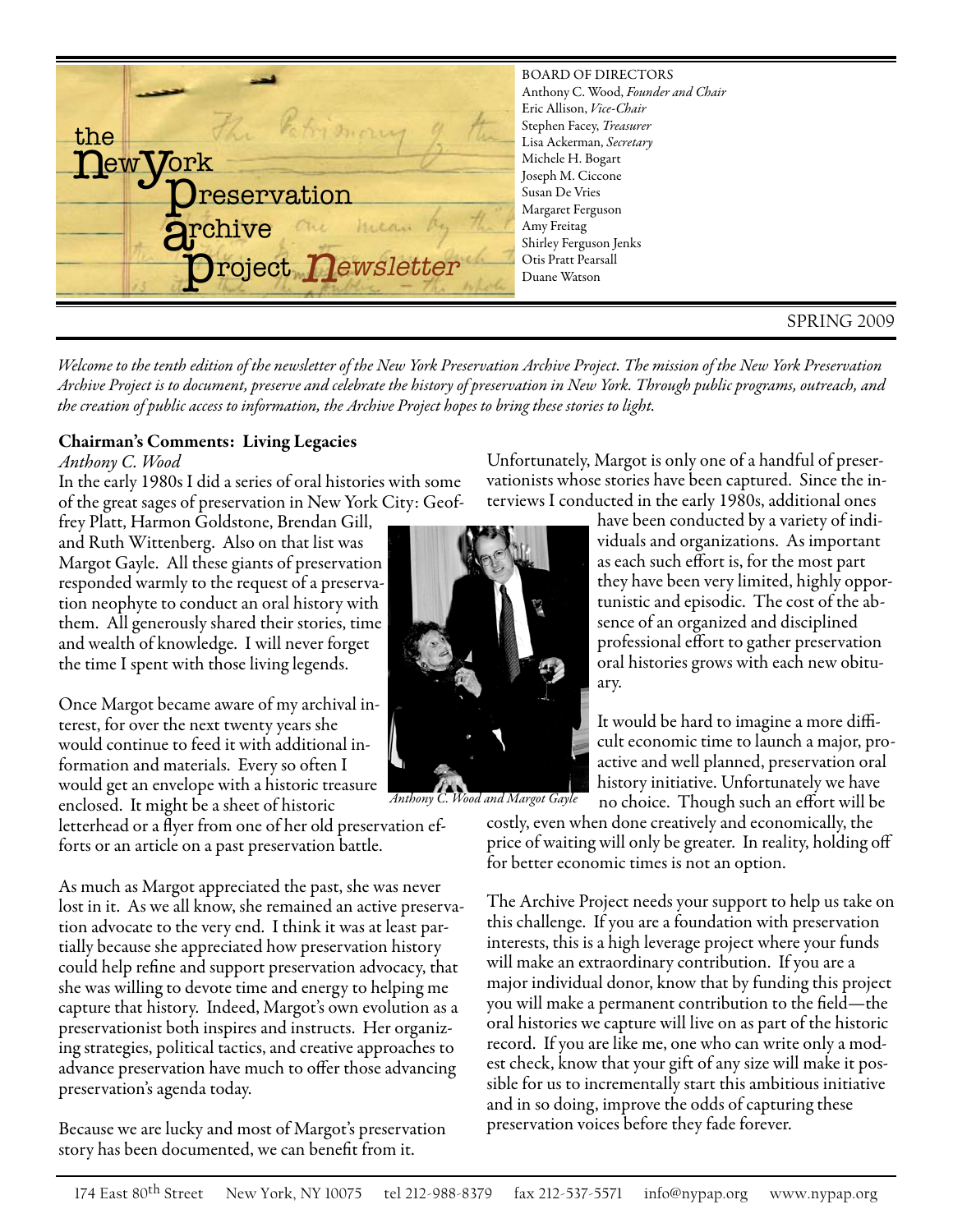# the New York Preservation Archive Project Newsletter

BOARD OF DIRECTORS
Anthony C. Wood, *Founder and Chair*
Eric Allison, *Vice-Chair*
Stephen Facey, *Treasurer*
Lisa Ackerman, *Secretary*
Michele H. Bogart
Joseph M. Ciccone
Susan De Vries
Margaret Ferguson
Amy Freitag
Shirley Ferguson Jenks
Otis Pratt Pearsall
Duane Watson

SPRING 2009

*Welcome to the tenth edition of the newsletter of the New York Preservation Archive Project. The mission of the New York Preservation Archive Project is to document, preserve and celebrate the history of preservation in New York. Through public programs, outreach, and the creation of public access to information, the Archive Project hopes to bring these stories to light.*

## Chairman's Comments: Living Legacies

*Anthony C. Wood*

In the early 1980s I did a series of oral histories with some of the great sages of preservation in New York City: Geoffrey Platt, Harmon Goldstone, Brendan Gill, and Ruth Wittenberg. Also on that list was Margot Gayle. All these giants of preservation responded warmly to the request of a preservation neophyte to conduct an oral history with them. All generously shared their stories, time and wealth of knowledge. I will never forget the time I spent with those living legends.

Once Margot became aware of my archival interest, for over the next twenty years she would continue to feed it with additional information and materials. Every so often I would get an envelope with a historic treasure enclosed. It might be a sheet of historic letterhead or a flyer from one of her old preservation efforts or an article on a past preservation battle.

*Anthony C. Wood and Margot Gayle*

As much as Margot appreciated the past, she was never lost in it. As we all know, she remained an active preservation advocate to the very end. I think it was at least partially because she appreciated how preservation history could help refine and support preservation advocacy, that she was willing to devote time and energy to helping me capture that history. Indeed, Margot's own evolution as a preservationist both inspires and instructs. Her organizing strategies, political tactics, and creative approaches to advance preservation have much to offer those advancing preservation's agenda today.

Because we are lucky and most of Margot's preservation story has been documented, we can benefit from it.

Unfortunately, Margot is only one of a handful of preservationists whose stories have been captured. Since the interviews I conducted in the early 1980s, additional ones have been conducted by a variety of individuals and organizations. As important as each such effort is, for the most part they have been very limited, highly opportunistic and episodic. The cost of the absence of an organized and disciplined professional effort to gather preservation oral histories grows with each new obituary.

It would be hard to imagine a more difficult economic time to launch a major, proactive and well planned, preservation oral history initiative. Unfortunately we have no choice. Though such an effort will be costly, even when done creatively and economically, the price of waiting will only be greater. In reality, holding off for better economic times is not an option.

The Archive Project needs your support to help us take on this challenge. If you are a foundation with preservation interests, this is a high leverage project where your funds will make an extraordinary contribution. If you are a major individual donor, know that by funding this project you will make a permanent contribution to the field—the oral histories we capture will live on as part of the historic record. If you are like me, one who can write only a modest check, know that your gift of any size will make it possible for us to incrementally start this ambitious initiative and in so doing, improve the odds of capturing these preservation voices before they fade forever.

174 East 80th Street New York, NY 10075 tel 212-988-8379 fax 212-537-5571 info@nypap.org www.nypap.org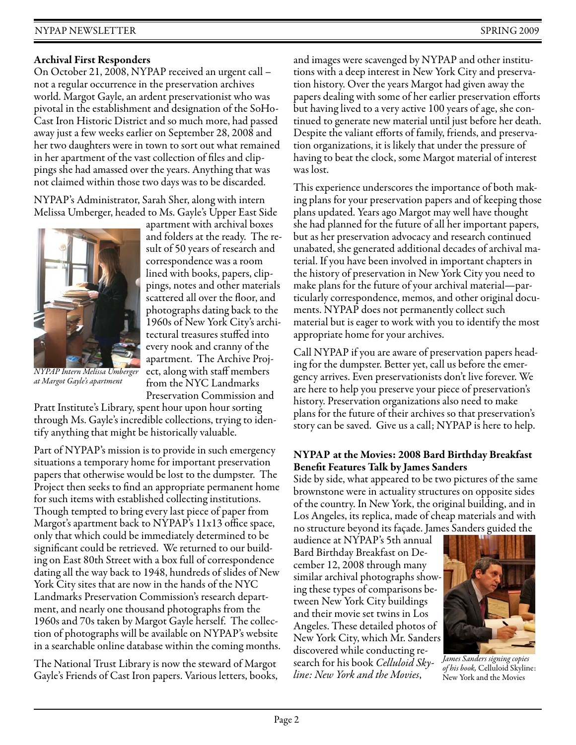### Archival First Responders

On October 21, 2008, NYPAP received an urgent call – not a regular occurrence in the preservation archives world. Margot Gayle, an ardent preservationist who was pivotal in the establishment and designation of the SoHo-Cast Iron Historic District and so much more, had passed away just a few weeks earlier on September 28, 2008 and her two daughters were in town to sort out what remained in her apartment of the vast collection of files and clippings she had amassed over the years. Anything that was not claimed within those two days was to be discarded.

NYPAP's Administrator, Sarah Sher, along with intern Melissa Umberger, headed to Ms. Gayle's Upper East Side apartment with archival boxes and folders at the ready. The result of 50 years of research and correspondence was a room lined with books, papers, clippings, notes and other materials scattered all over the floor, and photographs dating back to the 1960s of New York City's architectural treasures stuffed into every nook and cranny of the apartment. The Archive Project, along with staff members from the NYC Landmarks Preservation Commission and Pratt Institute's Library, spent hour upon hour sorting through Ms. Gayle's incredible collections, trying to identify anything that might be historically valuable.

*NYPAP Intern Melissa Umberger at Margot Gayle's apartment*

Part of NYPAP's mission is to provide in such emergency situations a temporary home for important preservation papers that otherwise would be lost to the dumpster. The Project then seeks to find an appropriate permanent home for such items with established collecting institutions. Though tempted to bring every last piece of paper from Margot's apartment back to NYPAP's 11x13 office space, only that which could be immediately determined to be significant could be retrieved. We returned to our building on East 80th Street with a box full of correspondence dating all the way back to 1948, hundreds of slides of New York City sites that are now in the hands of the NYC Landmarks Preservation Commission's research department, and nearly one thousand photographs from the 1960s and 70s taken by Margot Gayle herself. The collection of photographs will be available on NYPAP's website in a searchable online database within the coming months.

The National Trust Library is now the steward of Margot Gayle's Friends of Cast Iron papers. Various letters, books, and images were scavenged by NYPAP and other institutions with a deep interest in New York City and preservation history. Over the years Margot had given away the papers dealing with some of her earlier preservation efforts but having lived to a very active 100 years of age, she continued to generate new material until just before her death. Despite the valiant efforts of family, friends, and preservation organizations, it is likely that under the pressure of having to beat the clock, some Margot material of interest was lost.

This experience underscores the importance of both making plans for your preservation papers and of keeping those plans updated. Years ago Margot may well have thought she had planned for the future of all her important papers, but as her preservation advocacy and research continued unabated, she generated additional decades of archival material. If you have been involved in important chapters in the history of preservation in New York City you need to make plans for the future of your archival material—particularly correspondence, memos, and other original documents. NYPAP does not permanently collect such material but is eager to work with you to identify the most appropriate home for your archives.

Call NYPAP if you are aware of preservation papers heading for the dumpster. Better yet, call us before the emergency arrives. Even preservationists don't live forever. We are here to help you preserve your piece of preservation's history. Preservation organizations also need to make plans for the future of their archives so that preservation's story can be saved. Give us a call; NYPAP is here to help.

### NYPAP at the Movies: 2008 Bard Birthday Breakfast Benefit Features Talk by James Sanders

Side by side, what appeared to be two pictures of the same brownstone were in actuality structures on opposite sides of the country. In New York, the original building, and in Los Angeles, its replica, made of cheap materials and with no structure beyond its façade. James Sanders guided the audience at NYPAP's 5th annual Bard Birthday Breakfast on December 12, 2008 through many similar archival photographs showing these types of comparisons between New York City buildings and their movie set twins in Los Angeles. These detailed photos of New York City, which Mr. Sanders discovered while conducting research for his book *Celluloid Skyline: New York and the Movies*,

*James Sanders signing copies of his book,* Celluloid Skyline: New York and the Movies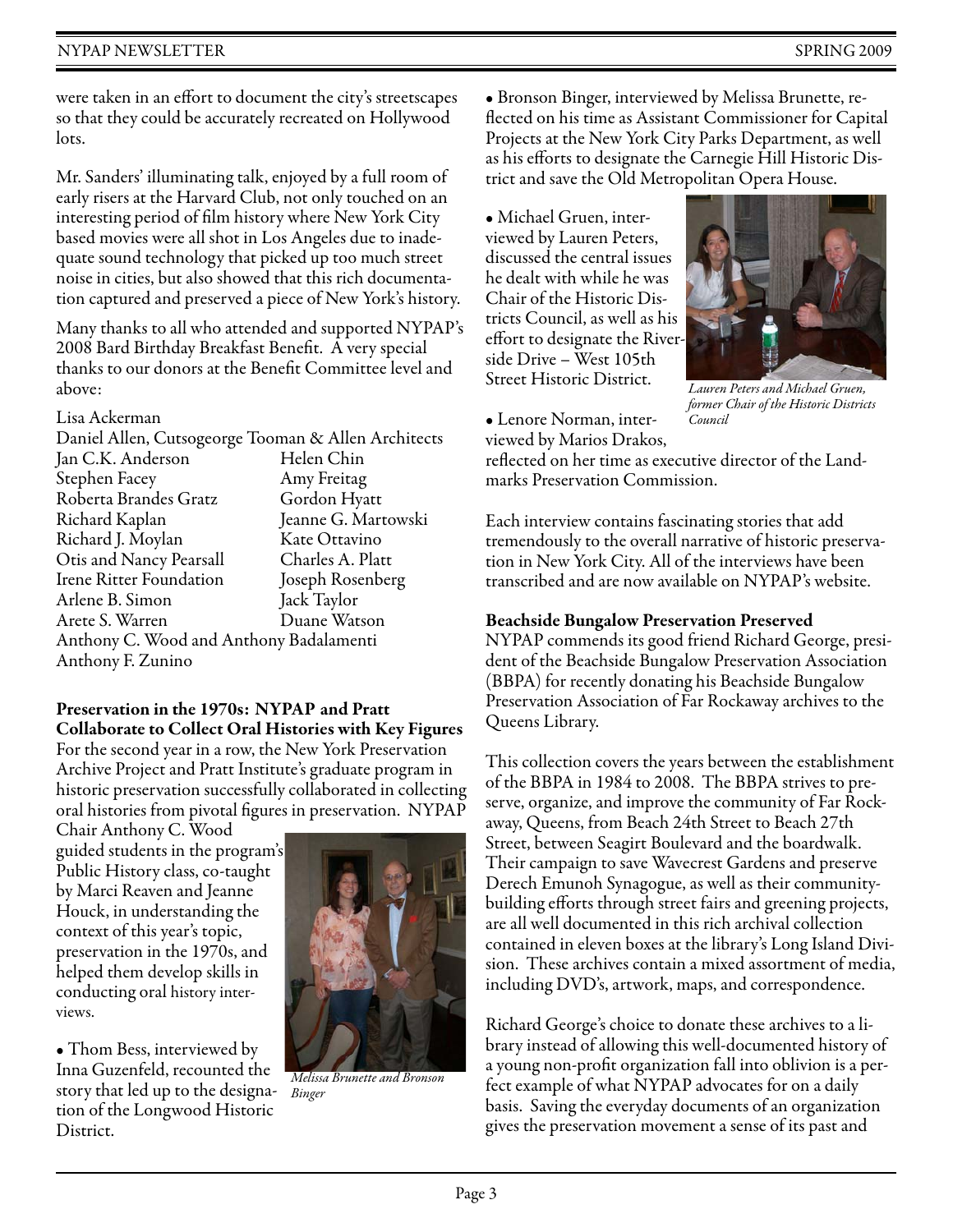were taken in an effort to document the city's streetscapes so that they could be accurately recreated on Hollywood lots.

Mr. Sanders' illuminating talk, enjoyed by a full room of early risers at the Harvard Club, not only touched on an interesting period of film history where New York City based movies were all shot in Los Angeles due to inadequate sound technology that picked up too much street noise in cities, but also showed that this rich documentation captured and preserved a piece of New York's history.

Many thanks to all who attended and supported NYPAP's 2008 Bard Birthday Breakfast Benefit. A very special thanks to our donors at the Benefit Committee level and above:

Lisa Ackerman
Daniel Allen, Cutsogeorge Tooman & Allen Architects
Jan C.K. Anderson
Helen Chin
Stephen Facey
Amy Freitag
Roberta Brandes Gratz
Gordon Hyatt
Richard Kaplan
Jeanne G. Martowski
Richard J. Moylan
Kate Ottavino
Otis and Nancy Pearsall
Charles A. Platt
Irene Ritter Foundation
Joseph Rosenberg
Arlene B. Simon
Jack Taylor
Arete S. Warren
Duane Watson
Anthony C. Wood and Anthony Badalamenti
Anthony F. Zunino

### Preservation in the 1970s: NYPAP and Pratt Collaborate to Collect Oral Histories with Key Figures

For the second year in a row, the New York Preservation Archive Project and Pratt Institute's graduate program in historic preservation successfully collaborated in collecting oral histories from pivotal figures in preservation. NYPAP Chair Anthony C. Wood guided students in the program's Public History class, co-taught by Marci Reaven and Jeanne Houck, in understanding the context of this year's topic, preservation in the 1970s, and helped them develop skills in conducting oral history interviews.

*Melissa Brunette and Bronson Binger*

- Thom Bess, interviewed by Inna Guzenfeld, recounted the story that led up to the designation of the Longwood Historic District.
- Bronson Binger, interviewed by Melissa Brunette, reflected on his time as Assistant Commissioner for Capital Projects at the New York City Parks Department, as well as his efforts to designate the Carnegie Hill Historic District and save the Old Metropolitan Opera House.
- Michael Gruen, interviewed by Lauren Peters, discussed the central issues he dealt with while he was Chair of the Historic Districts Council, as well as his effort to designate the Riverside Drive – West 105th Street Historic District.
- Lenore Norman, interviewed by Marios Drakos, reflected on her time as executive director of the Landmarks Preservation Commission.

*Lauren Peters and Michael Gruen, former Chair of the Historic Districts Council*

Each interview contains fascinating stories that add tremendously to the overall narrative of historic preservation in New York City. All of the interviews have been transcribed and are now available on NYPAP's website.

### Beachside Bungalow Preservation Preserved

NYPAP commends its good friend Richard George, president of the Beachside Bungalow Preservation Association (BBPA) for recently donating his Beachside Bungalow Preservation Association of Far Rockaway archives to the Queens Library.

This collection covers the years between the establishment of the BBPA in 1984 to 2008. The BBPA strives to preserve, organize, and improve the community of Far Rockaway, Queens, from Beach 24th Street to Beach 27th Street, between Seagirt Boulevard and the boardwalk. Their campaign to save Wavecrest Gardens and preserve Derech Emunoh Synagogue, as well as their community-building efforts through street fairs and greening projects, are all well documented in this rich archival collection contained in eleven boxes at the library's Long Island Division. These archives contain a mixed assortment of media, including DVD's, artwork, maps, and correspondence.

Richard George's choice to donate these archives to a library instead of allowing this well-documented history of a young non-profit organization fall into oblivion is a perfect example of what NYPAP advocates for on a daily basis. Saving the everyday documents of an organization gives the preservation movement a sense of its past and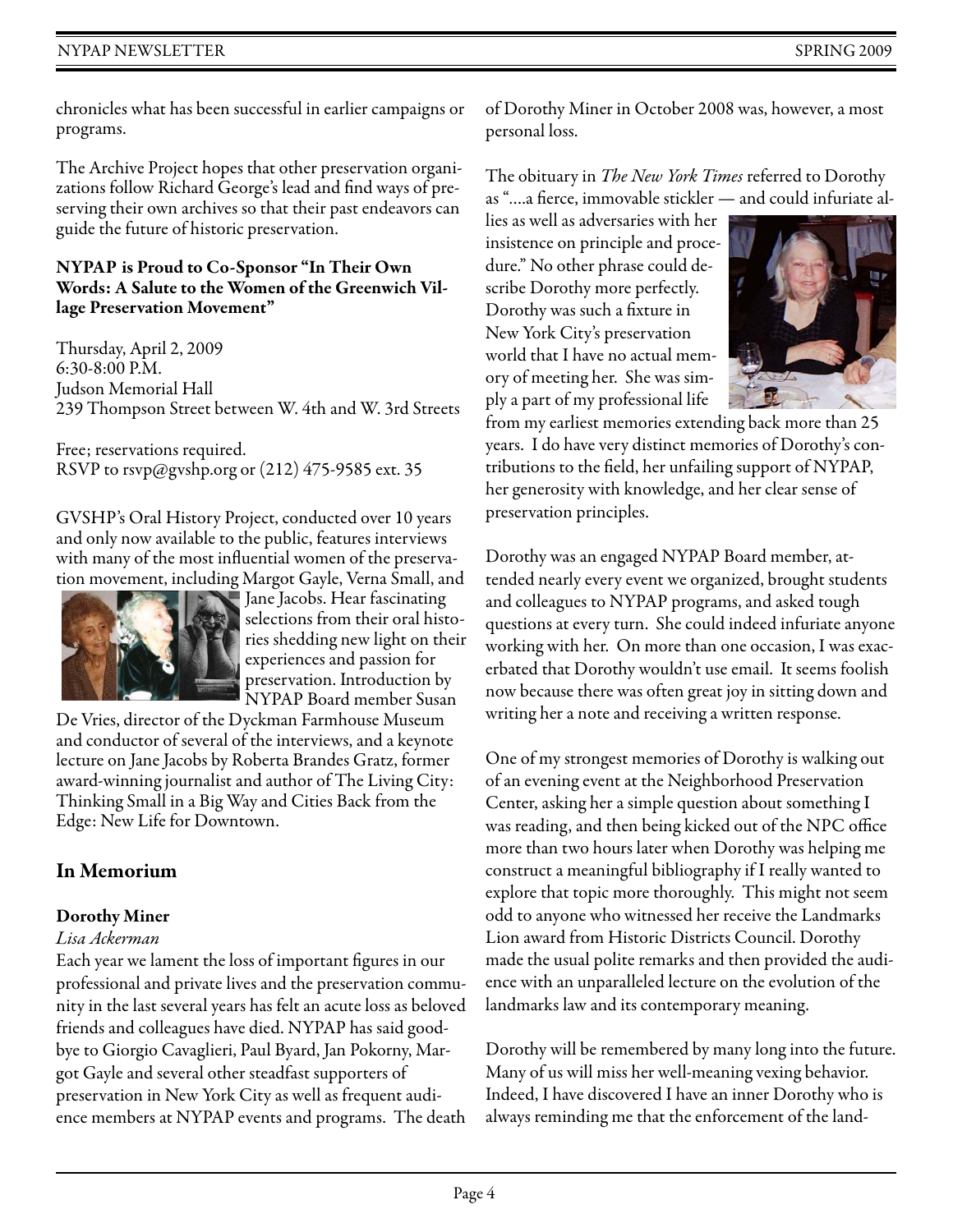chronicles what has been successful in earlier campaigns or programs.

The Archive Project hopes that other preservation organizations follow Richard George's lead and find ways of preserving their own archives so that their past endeavors can guide the future of historic preservation.

### NYPAP is Proud to Co-Sponsor "In Their Own Words: A Salute to the Women of the Greenwich Village Preservation Movement"

Thursday, April 2, 2009
6:30-8:00 P.M.
Judson Memorial Hall
239 Thompson Street between W. 4th and W. 3rd Streets

Free; reservations required.
RSVP to rsvp@gvshp.org or (212) 475-9585 ext. 35

GVSHP's Oral History Project, conducted over 10 years and only now available to the public, features interviews with many of the most influential women of the preservation movement, including Margot Gayle, Verna Small, and Jane Jacobs. Hear fascinating selections from their oral histories shedding new light on their experiences and passion for preservation. Introduction by NYPAP Board member Susan De Vries, director of the Dyckman Farmhouse Museum and conductor of several of the interviews, and a keynote lecture on Jane Jacobs by Roberta Brandes Gratz, former award-winning journalist and author of The Living City: Thinking Small in a Big Way and Cities Back from the Edge: New Life for Downtown.

## In Memorium

### Dorothy Miner

*Lisa Ackerman*

Each year we lament the loss of important figures in our professional and private lives and the preservation community in the last several years has felt an acute loss as beloved friends and colleagues have died. NYPAP has said goodbye to Giorgio Cavaglieri, Paul Byard, Jan Pokorny, Margot Gayle and several other steadfast supporters of preservation in New York City as well as frequent audience members at NYPAP events and programs. The death of Dorothy Miner in October 2008 was, however, a most personal loss.

The obituary in *The New York Times* referred to Dorothy as "….a fierce, immovable stickler — and could infuriate allies as well as adversaries with her insistence on principle and procedure." No other phrase could describe Dorothy more perfectly. Dorothy was such a fixture in New York City's preservation world that I have no actual memory of meeting her. She was simply a part of my professional life from my earliest memories extending back more than 25 years. I do have very distinct memories of Dorothy's contributions to the field, her unfailing support of NYPAP, her generosity with knowledge, and her clear sense of preservation principles.

Dorothy was an engaged NYPAP Board member, attended nearly every event we organized, brought students and colleagues to NYPAP programs, and asked tough questions at every turn. She could indeed infuriate anyone working with her. On more than one occasion, I was exacerbated that Dorothy wouldn't use email. It seems foolish now because there was often great joy in sitting down and writing her a note and receiving a written response.

One of my strongest memories of Dorothy is walking out of an evening event at the Neighborhood Preservation Center, asking her a simple question about something I was reading, and then being kicked out of the NPC office more than two hours later when Dorothy was helping me construct a meaningful bibliography if I really wanted to explore that topic more thoroughly. This might not seem odd to anyone who witnessed her receive the Landmarks Lion award from Historic Districts Council. Dorothy made the usual polite remarks and then provided the audience with an unparalleled lecture on the evolution of the landmarks law and its contemporary meaning.

Dorothy will be remembered by many long into the future. Many of us will miss her well-meaning vexing behavior. Indeed, I have discovered I have an inner Dorothy who is always reminding me that the enforcement of the land-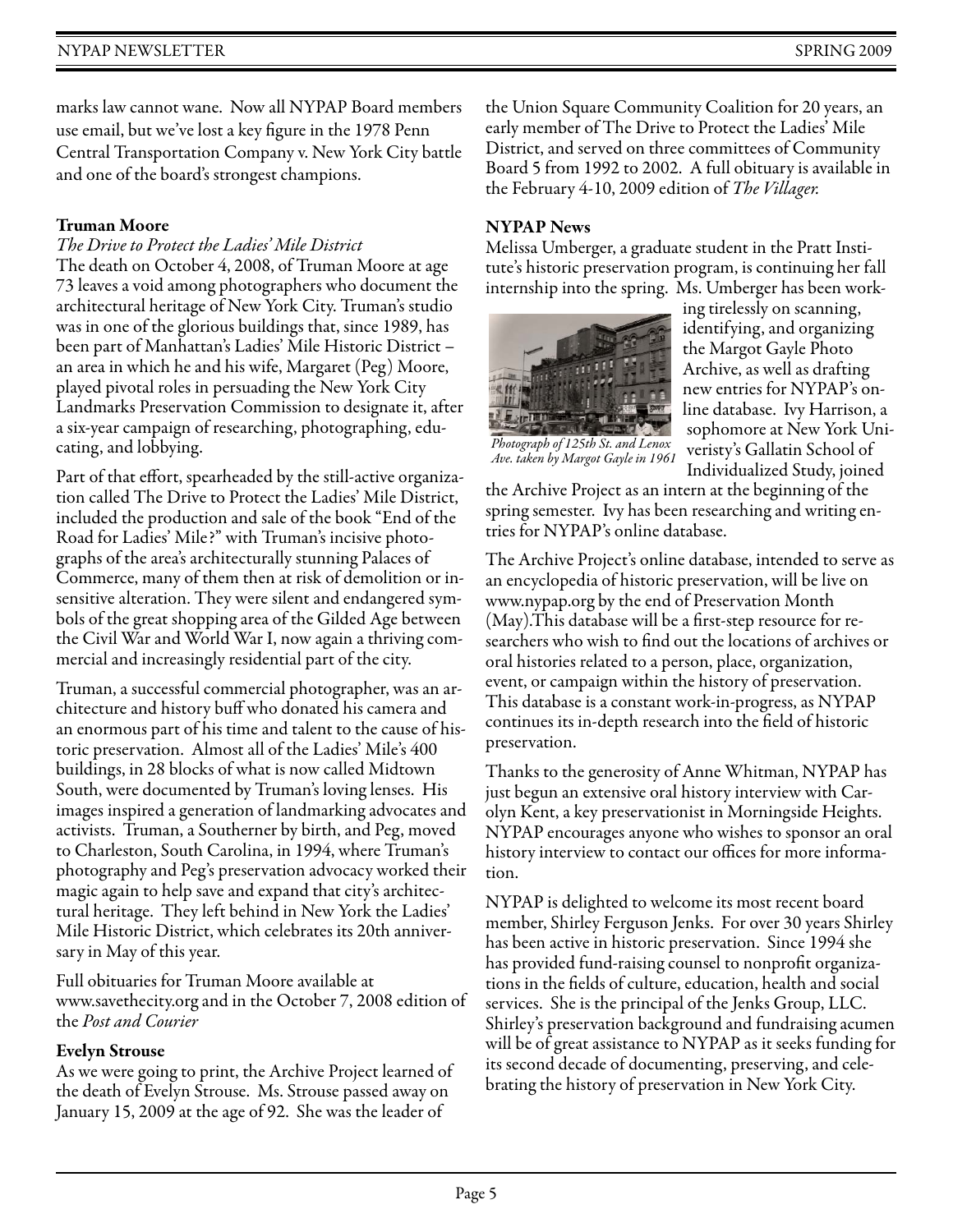marks law cannot wane. Now all NYPAP Board members use email, but we've lost a key figure in the 1978 Penn Central Transportation Company v. New York City battle and one of the board's strongest champions.

### Truman Moore

*The Drive to Protect the Ladies' Mile District*

The death on October 4, 2008, of Truman Moore at age 73 leaves a void among photographers who document the architectural heritage of New York City. Truman's studio was in one of the glorious buildings that, since 1989, has been part of Manhattan's Ladies' Mile Historic District – an area in which he and his wife, Margaret (Peg) Moore, played pivotal roles in persuading the New York City Landmarks Preservation Commission to designate it, after a six-year campaign of researching, photographing, educating, and lobbying.

Part of that effort, spearheaded by the still-active organization called The Drive to Protect the Ladies' Mile District, included the production and sale of the book "End of the Road for Ladies' Mile?" with Truman's incisive photographs of the area's architecturally stunning Palaces of Commerce, many of them then at risk of demolition or insensitive alteration. They were silent and endangered symbols of the great shopping area of the Gilded Age between the Civil War and World War I, now again a thriving commercial and increasingly residential part of the city.

Truman, a successful commercial photographer, was an architecture and history buff who donated his camera and an enormous part of his time and talent to the cause of historic preservation. Almost all of the Ladies' Mile's 400 buildings, in 28 blocks of what is now called Midtown South, were documented by Truman's loving lenses. His images inspired a generation of landmarking advocates and activists. Truman, a Southerner by birth, and Peg, moved to Charleston, South Carolina, in 1994, where Truman's photography and Peg's preservation advocacy worked their magic again to help save and expand that city's architectural heritage. They left behind in New York the Ladies' Mile Historic District, which celebrates its 20th anniversary in May of this year.

Full obituaries for Truman Moore available at www.savethecity.org and in the October 7, 2008 edition of the *Post and Courier*

### Evelyn Strouse

As we were going to print, the Archive Project learned of the death of Evelyn Strouse. Ms. Strouse passed away on January 15, 2009 at the age of 92. She was the leader of the Union Square Community Coalition for 20 years, an early member of The Drive to Protect the Ladies' Mile District, and served on three committees of Community Board 5 from 1992 to 2002. A full obituary is available in the February 4-10, 2009 edition of *The Villager.*

### NYPAP News

Melissa Umberger, a graduate student in the Pratt Institute's historic preservation program, is continuing her fall internship into the spring. Ms. Umberger has been working tirelessly on scanning, identifying, and organizing the Margot Gayle Photo Archive, as well as drafting new entries for NYPAP's online database. Ivy Harrison, a sophomore at New York Univeristy's Gallatin School of Individualized Study, joined the Archive Project as an intern at the beginning of the spring semester. Ivy has been researching and writing entries for NYPAP's online database.

*Photograph of 125th St. and Lenox Ave. taken by Margot Gayle in 1961*

The Archive Project's online database, intended to serve as an encyclopedia of historic preservation, will be live on www.nypap.org by the end of Preservation Month (May).This database will be a first-step resource for researchers who wish to find out the locations of archives or oral histories related to a person, place, organization, event, or campaign within the history of preservation. This database is a constant work-in-progress, as NYPAP continues its in-depth research into the field of historic preservation.

Thanks to the generosity of Anne Whitman, NYPAP has just begun an extensive oral history interview with Carolyn Kent, a key preservationist in Morningside Heights. NYPAP encourages anyone who wishes to sponsor an oral history interview to contact our offices for more information.

NYPAP is delighted to welcome its most recent board member, Shirley Ferguson Jenks. For over 30 years Shirley has been active in historic preservation. Since 1994 she has provided fund-raising counsel to nonprofit organizations in the fields of culture, education, health and social services. She is the principal of the Jenks Group, LLC. Shirley's preservation background and fundraising acumen will be of great assistance to NYPAP as it seeks funding for its second decade of documenting, preserving, and celebrating the history of preservation in New York City.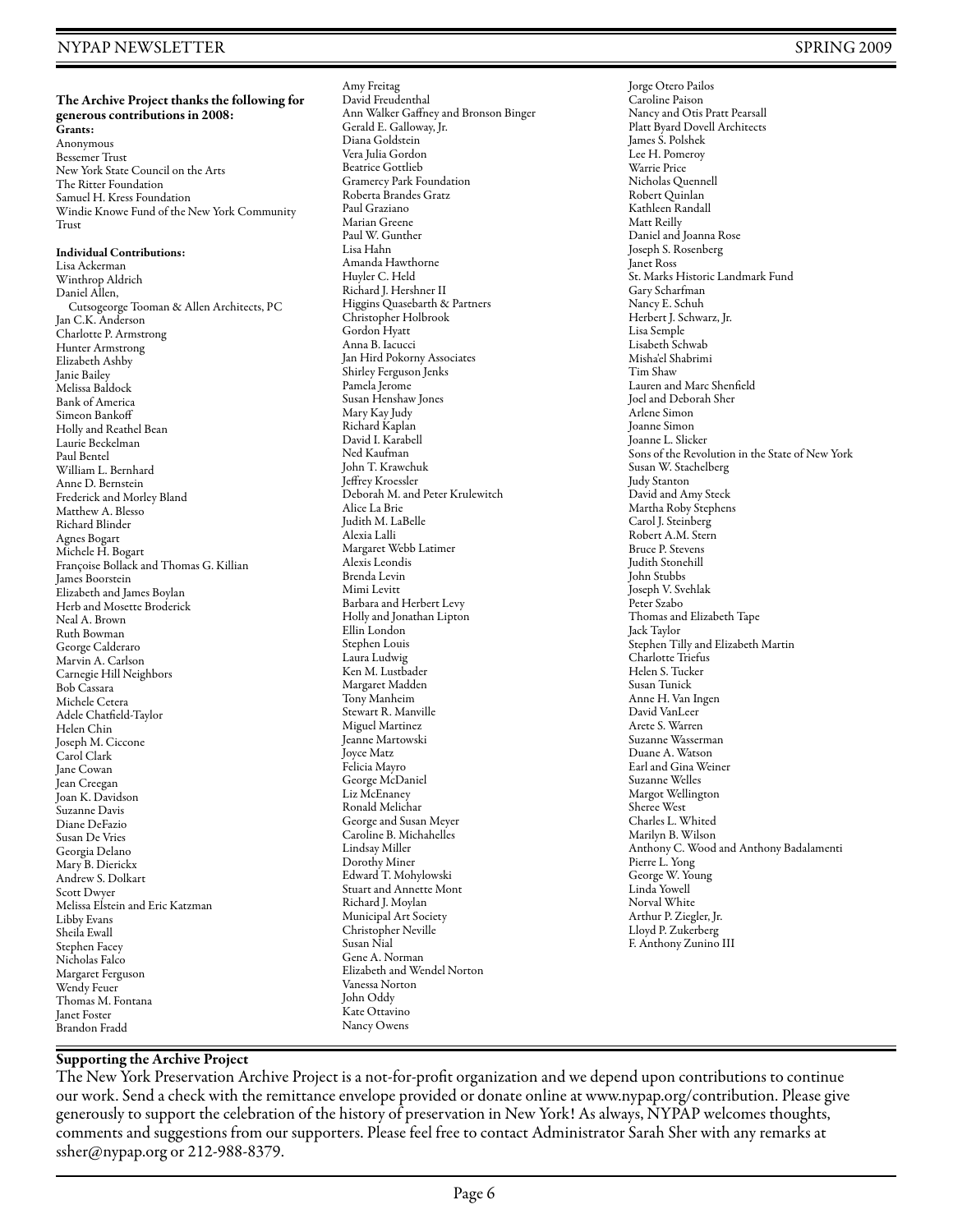**The Archive Project thanks the following for generous contributions in 2008:**

**Grants:**

Anonymous
Bessemer Trust
New York State Council on the Arts
The Ritter Foundation
Samuel H. Kress Foundation
Windie Knowe Fund of the New York Community Trust

**Individual Contributions:**

Lisa Ackerman
Winthrop Aldrich
Daniel Allen,
 Cutsogeorge Tooman & Allen Architects, PC
Jan C.K. Anderson
Charlotte P. Armstrong
Hunter Armstrong
Elizabeth Ashby
Janie Bailey
Melissa Baldock
Bank of America
Simeon Bankoff
Holly and Reathel Bean
Laurie Beckelman
Paul Bentel
William L. Bernhard
Anne D. Bernstein
Frederick and Morley Bland
Matthew A. Blesso
Richard Blinder
Agnes Bogart
Michele H. Bogart
Françoise Bollack and Thomas G. Killian
James Boorstein
Elizabeth and James Boylan
Herb and Mosette Broderick
Neal A. Brown
Ruth Bowman
George Calderaro
Marvin A. Carlson
Carnegie Hill Neighbors
Bob Cassara
Michele Cetera
Adele Chatfield-Taylor
Helen Chin
Joseph M. Ciccone
Carol Clark
Jane Cowan
Jean Creegan
Joan K. Davidson
Suzanne Davis
Diane DeFazio
Susan De Vries
Georgia Delano
Mary B. Dierickx
Andrew S. Dolkart
Scott Dwyer
Melissa Elstein and Eric Katzman
Libby Evans
Sheila Ewall
Stephen Facey
Nicholas Falco
Margaret Ferguson
Wendy Feuer
Thomas M. Fontana
Janet Foster
Brandon Fradd
Amy Freitag
David Freudenthal
Ann Walker Gaffney and Bronson Binger
Gerald E. Galloway, Jr.
Diana Goldstein
Vera Julia Gordon
Beatrice Gottlieb
Gramercy Park Foundation
Roberta Brandes Gratz
Paul Graziano
Marian Greene
Paul W. Gunther
Lisa Hahn
Amanda Hawthorne
Huyler C. Held
Richard J. Hershner II
Higgins Quasebarth & Partners
Christopher Holbrook
Gordon Hyatt
Anna B. Iacucci
Jan Hird Pokorny Associates
Shirley Ferguson Jenks
Pamela Jerome
Susan Henshaw Jones
Mary Kay Judy
Richard Kaplan
David I. Karabell
Ned Kaufman
John T. Krawchuk
Jeffrey Kroessler
Deborah M. and Peter Krulewitch
Alice La Brie
Judith M. LaBelle
Alexia Lalli
Margaret Webb Latimer
Alexis Leondis
Brenda Levin
Mimi Levitt
Barbara and Herbert Levy
Holly and Jonathan Lipton
Ellin London
Stephen Louis
Laura Ludwig
Ken M. Lustbader
Margaret Madden
Tony Manheim
Stewart R. Manville
Miguel Martinez
Jeanne Martowski
Joyce Matz
Felicia Mayro
George McDaniel
Liz McEnaney
Ronald Melichar
George and Susan Meyer
Caroline B. Michahelles
Lindsay Miller
Dorothy Miner
Edward T. Mohylowski
Stuart and Annette Mont
Richard J. Moylan
Municipal Art Society
Christopher Neville
Susan Nial
Gene A. Norman
Elizabeth and Wendel Norton
Vanessa Norton
John Oddy
Kate Ottavino
Nancy Owens
Jorge Otero Pailos
Caroline Paison
Nancy and Otis Pratt Pearsall
Platt Byard Dovell Architects
James S. Polshek
Lee H. Pomeroy
Warrie Price
Nicholas Quennell
Robert Quinlan
Kathleen Randall
Matt Reilly
Daniel and Joanna Rose
Joseph S. Rosenberg
Janet Ross
St. Marks Historic Landmark Fund
Gary Scharfman
Nancy E. Schuh
Herbert J. Schwarz, Jr.
Lisa Semple
Lisabeth Schwab
Misha'el Shabrimi
Tim Shaw
Lauren and Marc Shenfield
Joel and Deborah Sher
Arlene Simon
Joanne Simon
Joanne L. Slicker
Sons of the Revolution in the State of New York
Susan W. Stachelberg
Judy Stanton
David and Amy Steck
Martha Roby Stephens
Carol J. Steinberg
Robert A.M. Stern
Bruce P. Stevens
Judith Stonehill
John Stubbs
Joseph V. Svehlak
Peter Szabo
Thomas and Elizabeth Tape
Jack Taylor
Stephen Tilly and Elizabeth Martin
Charlotte Triefus
Helen S. Tucker
Susan Tunick
Anne H. Van Ingen
David VanLeer
Arete S. Warren
Suzanne Wasserman
Duane A. Watson
Earl and Gina Weiner
Suzanne Welles
Margot Wellington
Sheree West
Charles L. Whited
Marilyn B. Wilson
Anthony C. Wood and Anthony Badalamenti
Pierre L. Yong
George W. Young
Linda Yowell
Norval White
Arthur P. Ziegler, Jr.
Lloyd P. Zukerberg
F. Anthony Zunino III

**Supporting the Archive Project**

The New York Preservation Archive Project is a not-for-profit organization and we depend upon contributions to continue our work. Send a check with the remittance envelope provided or donate online at www.nypap.org/contribution. Please give generously to support the celebration of the history of preservation in New York! As always, NYPAP welcomes thoughts, comments and suggestions from our supporters. Please feel free to contact Administrator Sarah Sher with any remarks at ssher@nypap.org or 212-988-8379.